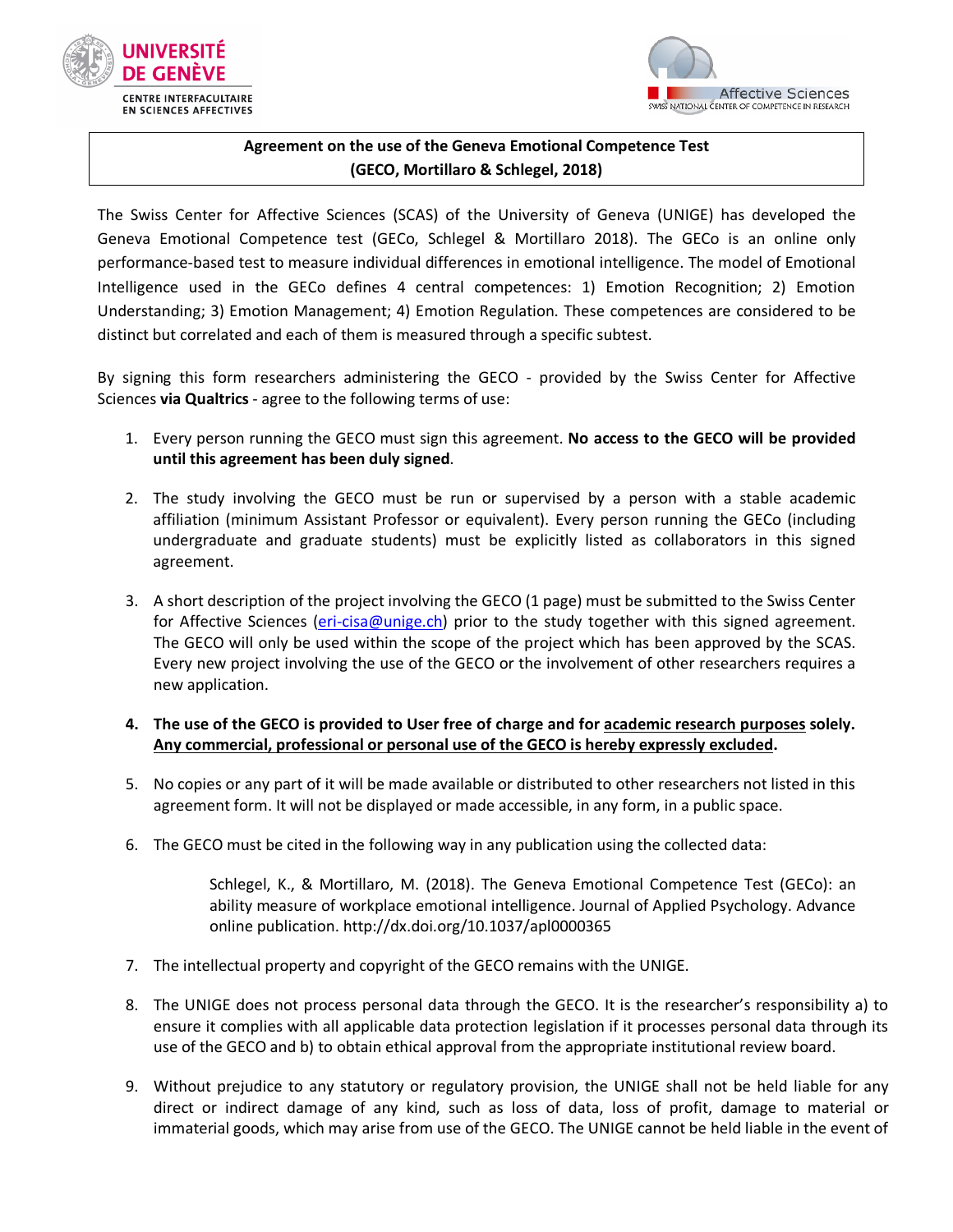UNIVERSITÉ DE GENÈVE
CENTRE INTERFACULTAIRE EN SCIENCES AFFECTIVES

Affective Sciences
SWISS NATIONAL CENTER OF COMPETENCE IN RESEARCH

# Agreement on the use of the Geneva Emotional Competence Test (GECO, Mortillaro & Schlegel, 2018)

The Swiss Center for Affective Sciences (SCAS) of the University of Geneva (UNIGE) has developed the Geneva Emotional Competence test (GECo, Schlegel & Mortillaro 2018). The GECo is an online only performance-based test to measure individual differences in emotional intelligence. The model of Emotional Intelligence used in the GECo defines 4 central competences: 1) Emotion Recognition; 2) Emotion Understanding; 3) Emotion Management; 4) Emotion Regulation. These competences are considered to be distinct but correlated and each of them is measured through a specific subtest.

By signing this form researchers administering the GECO - provided by the Swiss Center for Affective Sciences **via Qualtrics** - agree to the following terms of use:

1. Every person running the GECO must sign this agreement. **No access to the GECO will be provided until this agreement has been duly signed**.

2. The study involving the GECO must be run or supervised by a person with a stable academic affiliation (minimum Assistant Professor or equivalent). Every person running the GECo (including undergraduate and graduate students) must be explicitly listed as collaborators in this signed agreement.

3. A short description of the project involving the GECO (1 page) must be submitted to the Swiss Center for Affective Sciences (eri-cisa@unige.ch) prior to the study together with this signed agreement. The GECO will only be used within the scope of the project which has been approved by the SCAS. Every new project involving the use of the GECO or the involvement of other researchers requires a new application.

4. **The use of the GECO is provided to User free of charge and for <u>academic research purposes</u> solely. <u>Any commercial, professional or personal use of the GECO is hereby expressly excluded</u>.**

5. No copies or any part of it will be made available or distributed to other researchers not listed in this agreement form. It will not be displayed or made accessible, in any form, in a public space.

6. The GECO must be cited in the following way in any publication using the collected data:

   Schlegel, K., & Mortillaro, M. (2018). The Geneva Emotional Competence Test (GECo): an ability measure of workplace emotional intelligence. Journal of Applied Psychology. Advance online publication. http://dx.doi.org/10.1037/apl0000365

7. The intellectual property and copyright of the GECO remains with the UNIGE.

8. The UNIGE does not process personal data through the GECO. It is the researcher's responsibility a) to ensure it complies with all applicable data protection legislation if it processes personal data through its use of the GECO and b) to obtain ethical approval from the appropriate institutional review board.

9. Without prejudice to any statutory or regulatory provision, the UNIGE shall not be held liable for any direct or indirect damage of any kind, such as loss of data, loss of profit, damage to material or immaterial goods, which may arise from use of the GECO. The UNIGE cannot be held liable in the event of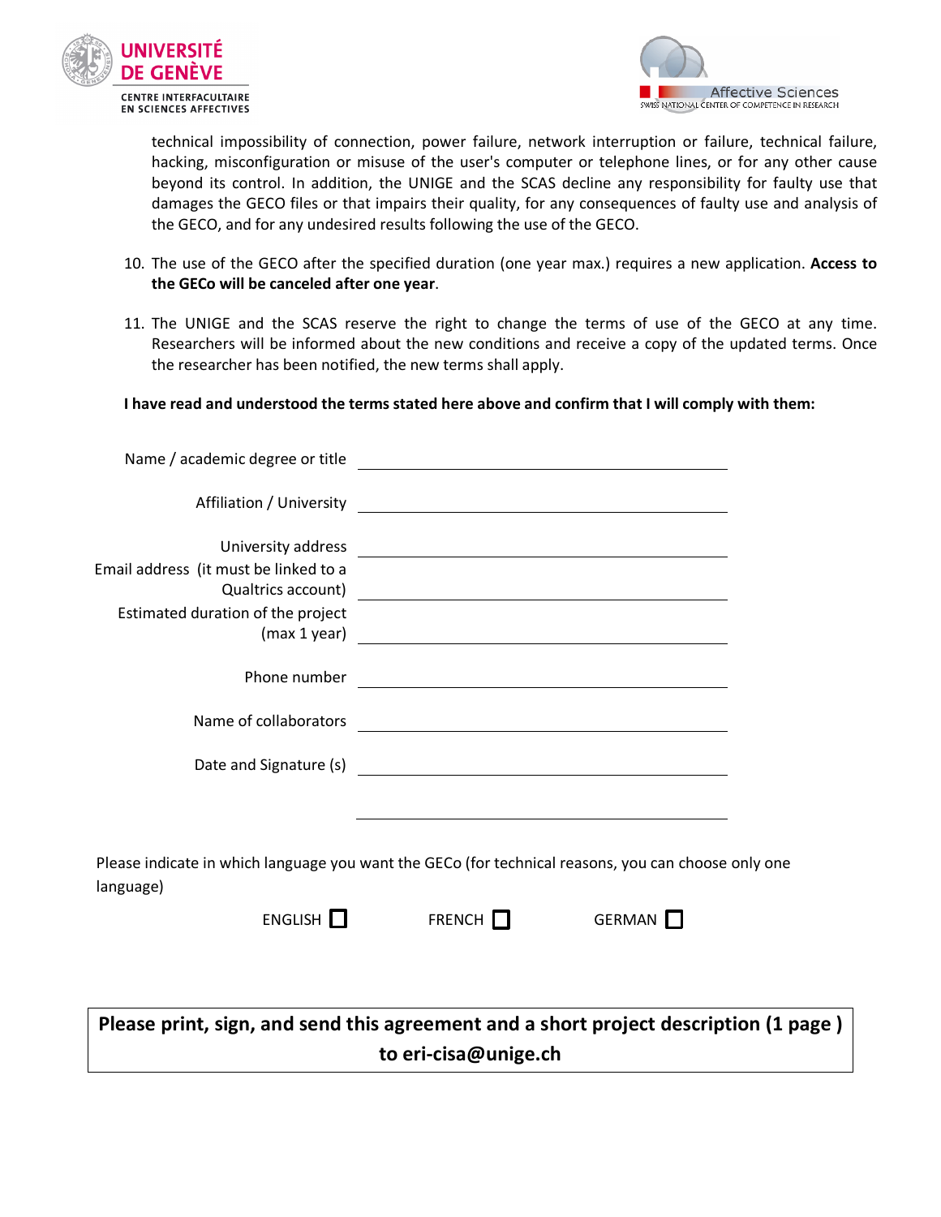technical impossibility of connection, power failure, network interruption or failure, technical failure, hacking, misconfiguration or misuse of the user's computer or telephone lines, or for any other cause beyond its control. In addition, the UNIGE and the SCAS decline any responsibility for faulty use that damages the GECO files or that impairs their quality, for any consequences of faulty use and analysis of the GECO, and for any undesired results following the use of the GECO.

10. The use of the GECO after the specified duration (one year max.) requires a new application. **Access to the GECo will be canceled after one year**.

11. The UNIGE and the SCAS reserve the right to change the terms of use of the GECO at any time. Researchers will be informed about the new conditions and receive a copy of the updated terms. Once the researcher has been notified, the new terms shall apply.

**I have read and understood the terms stated here above and confirm that I will comply with them:**

Name / academic degree or title ______________________________

Affiliation / University ______________________________

University address ______________________________

Email address (it must be linked to a Qualtrics account) ______________________________

Estimated duration of the project (max 1 year) ______________________________

Phone number ______________________________

Name of collaborators ______________________________

Date and Signature (s) ______________________________

______________________________

Please indicate in which language you want the GECo (for technical reasons, you can choose only one language)

ENGLISH ☐ FRENCH ☐ GERMAN ☐

**Please print, sign, and send this agreement and a short project description (1 page ) to eri-cisa@unige.ch**